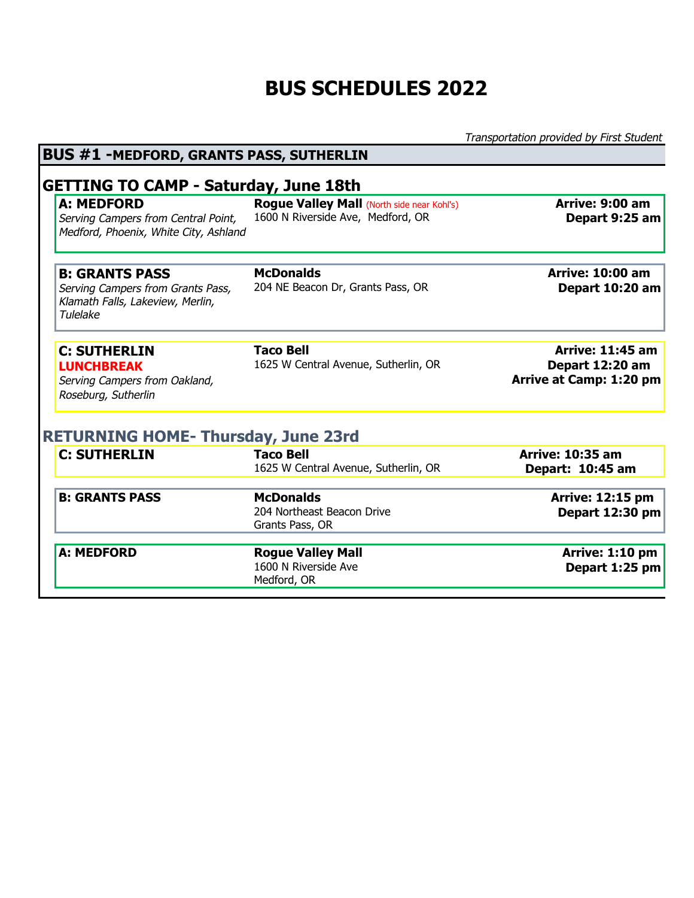# BUS SCHEDULES 2022

*Transportation provided by First Student*

## BUS #1 - MEDFORD, GRANTS PASS, SUTHERLIN

### GETTING TO CAMP - Saturday, June 18th

| Stop | Location | Time |
|---|---|---|
| **A: MEDFORD**<br>*Serving Campers from Central Point, Medford, Phoenix, White City, Ashland* | **Rogue Valley Mall** (North side near Kohl's)<br>1600 N Riverside Ave, Medford, OR | **Arrive: 9:00 am**<br>**Depart 9:25 am** |
| **B: GRANTS PASS**<br>*Serving Campers from Grants Pass, Klamath Falls, Lakeview, Merlin, Tulelake* | **McDonalds**<br>204 NE Beacon Dr, Grants Pass, OR | **Arrive: 10:00 am**<br>**Depart 10:20 am** |
| **C: SUTHERLIN**<br>**LUNCHBREAK**<br>*Serving Campers from Oakland, Roseburg, Sutherlin* | **Taco Bell**<br>1625 W Central Avenue, Sutherlin, OR | **Arrive: 11:45 am**<br>**Depart 12:20 am**<br>**Arrive at Camp: 1:20 pm** |

### RETURNING HOME- Thursday, June 23rd

| Stop | Location | Time |
|---|---|---|
| **C: SUTHERLIN** | **Taco Bell**<br>1625 W Central Avenue, Sutherlin, OR | **Arrive: 10:35 am**<br>**Depart: 10:45 am** |
| **B: GRANTS PASS** | **McDonalds**<br>204 Northeast Beacon Drive<br>Grants Pass, OR | **Arrive: 12:15 pm**<br>**Depart 12:30 pm** |
| **A: MEDFORD** | **Rogue Valley Mall**<br>1600 N Riverside Ave<br>Medford, OR | **Arrive: 1:10 pm**<br>**Depart 1:25 pm** |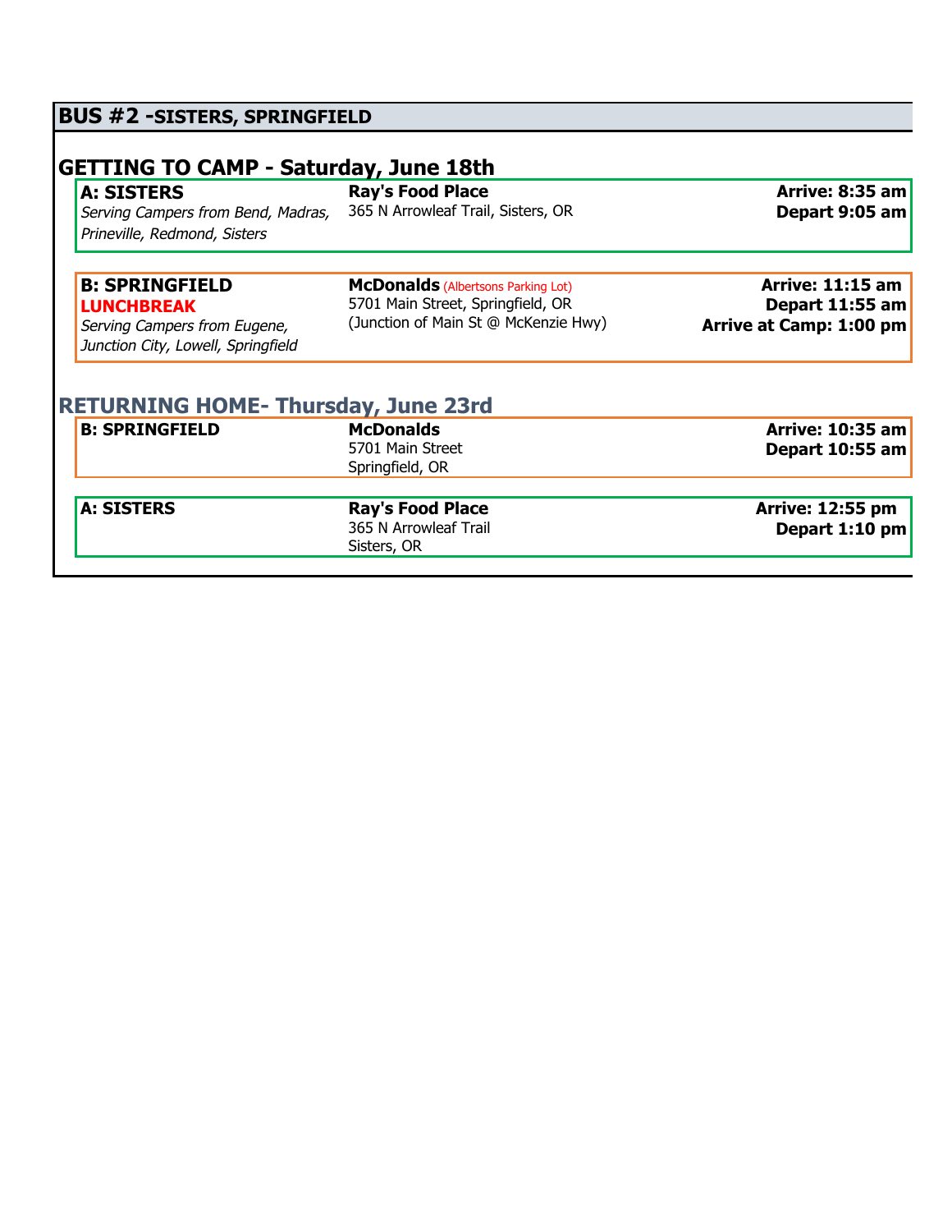# BUS #2 -SISTERS, SPRINGFIELD

## GETTING TO CAMP - Saturday, June 18th

| Stop | Location | Time |
|---|---|---|
| **A: SISTERS**<br>*Serving Campers from Bend, Madras, Prineville, Redmond, Sisters* | **Ray's Food Place**<br>365 N Arrowleaf Trail, Sisters, OR | **Arrive: 8:35 am**<br>**Depart 9:05 am** |
| **B: SPRINGFIELD**<br>**LUNCHBREAK**<br>*Serving Campers from Eugene, Junction City, Lowell, Springfield* | **McDonalds** (Albertsons Parking Lot)<br>5701 Main Street, Springfield, OR<br>(Junction of Main St @ McKenzie Hwy) | **Arrive: 11:15 am**<br>**Depart 11:55 am**<br>**Arrive at Camp: 1:00 pm** |

## RETURNING HOME- Thursday, June 23rd

| Stop | Location | Time |
|---|---|---|
| **B: SPRINGFIELD** | **McDonalds**<br>5701 Main Street<br>Springfield, OR | **Arrive: 10:35 am**<br>**Depart 10:55 am** |
| **A: SISTERS** | **Ray's Food Place**<br>365 N Arrowleaf Trail<br>Sisters, OR | **Arrive: 12:55 pm**<br>**Depart 1:10 pm** |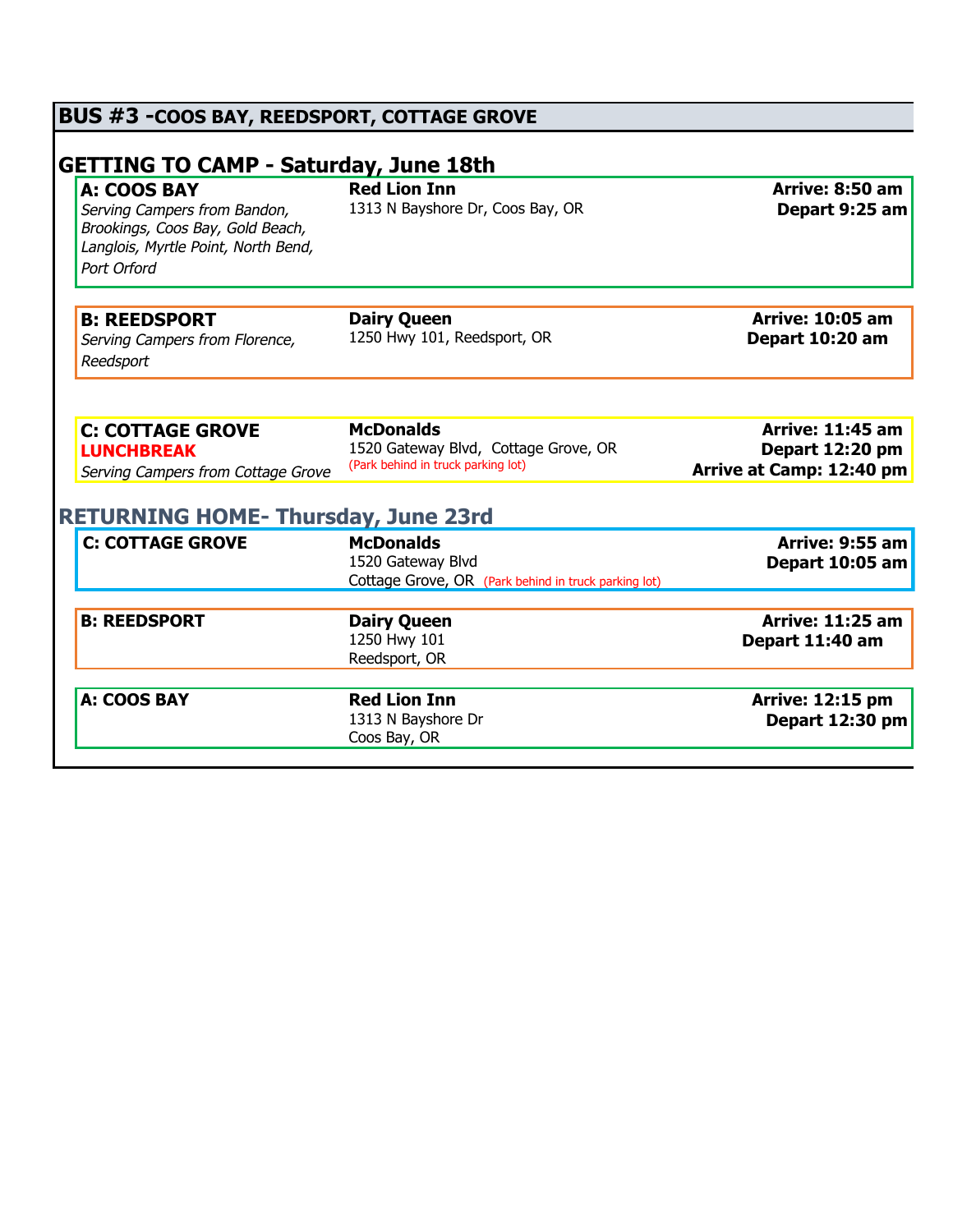## BUS #3 - COOS BAY, REEDSPORT, COTTAGE GROVE

### GETTING TO CAMP - Saturday, June 18th

| Stop | Location | Times |
| --- | --- | --- |
| **A: COOS BAY**<br>*Serving Campers from Bandon, Brookings, Coos Bay, Gold Beach, Langlois, Myrtle Point, North Bend, Port Orford* | **Red Lion Inn**<br>1313 N Bayshore Dr, Coos Bay, OR | **Arrive: 8:50 am**<br>**Depart 9:25 am** |
| **B: REEDSPORT**<br>*Serving Campers from Florence, Reedsport* | **Dairy Queen**<br>1250 Hwy 101, Reedsport, OR | **Arrive: 10:05 am**<br>**Depart 10:20 am** |
| **C: COTTAGE GROVE**<br>**LUNCHBREAK**<br>*Serving Campers from Cottage Grove* | **McDonalds**<br>1520 Gateway Blvd, Cottage Grove, OR<br>(Park behind in truck parking lot) | **Arrive: 11:45 am**<br>**Depart 12:20 pm**<br>**Arrive at Camp: 12:40 pm** |

### RETURNING HOME- Thursday, June 23rd

| Stop | Location | Times |
| --- | --- | --- |
| **C: COTTAGE GROVE** | **McDonalds**<br>1520 Gateway Blvd<br>Cottage Grove, OR (Park behind in truck parking lot) | **Arrive: 9:55 am**<br>**Depart 10:05 am** |
| **B: REEDSPORT** | **Dairy Queen**<br>1250 Hwy 101<br>Reedsport, OR | **Arrive: 11:25 am**<br>**Depart 11:40 am** |
| **A: COOS BAY** | **Red Lion Inn**<br>1313 N Bayshore Dr<br>Coos Bay, OR | **Arrive: 12:15 pm**<br>**Depart 12:30 pm** |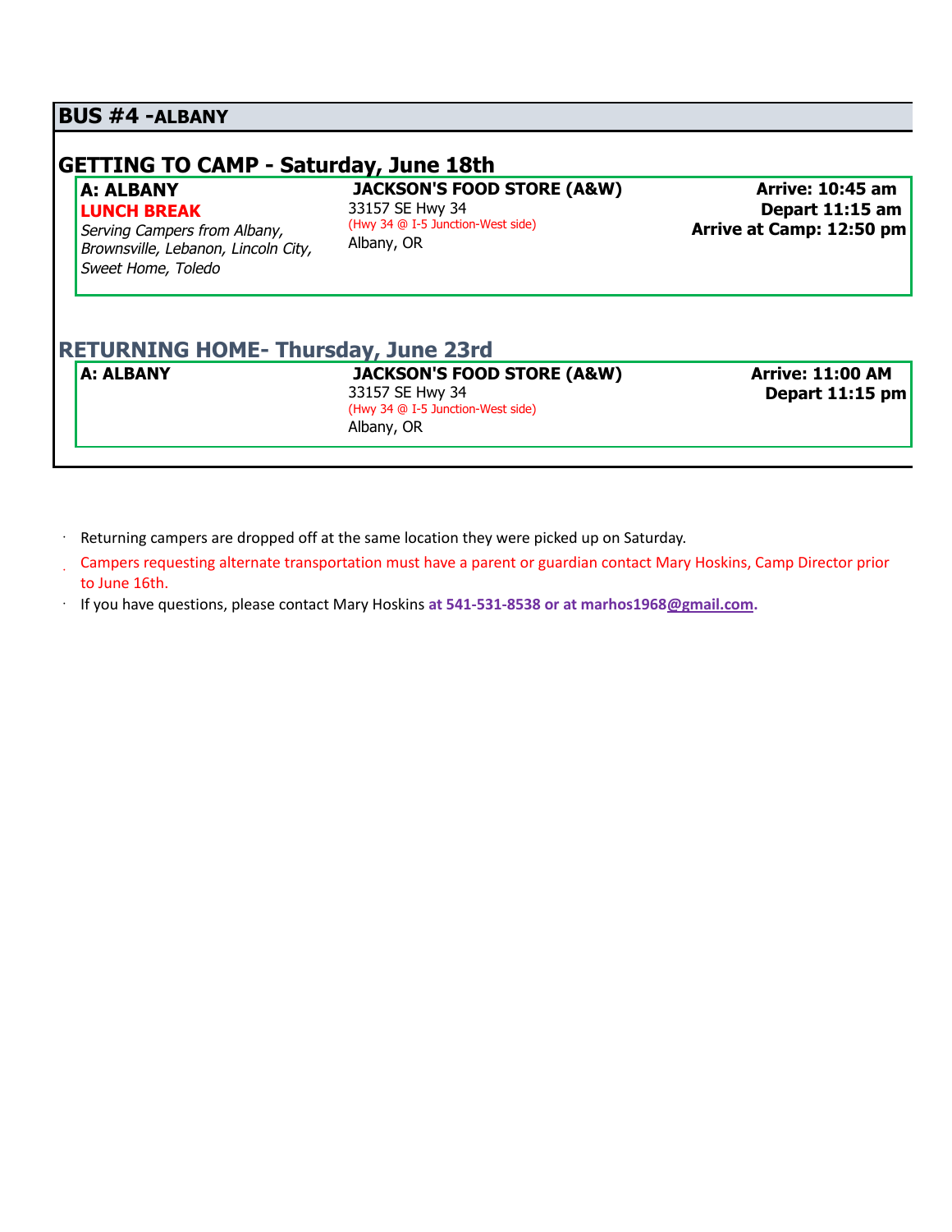## BUS #4 - ALBANY

### GETTING TO CAMP - Saturday, June 18th

| | | |
|---|---|---|
| **A: ALBANY**<br>**LUNCH BREAK**<br>*Serving Campers from Albany, Brownsville, Lebanon, Lincoln City, Sweet Home, Toledo* | **JACKSON'S FOOD STORE (A&W)**<br>33157 SE Hwy 34<br>(Hwy 34 @ I-5 Junction-West side)<br>Albany, OR | **Arrive: 10:45 am**<br>**Depart 11:15 am**<br>**Arrive at Camp: 12:50 pm** |

### RETURNING HOME- Thursday, June 23rd

| | | |
|---|---|---|
| **A: ALBANY** | **JACKSON'S FOOD STORE (A&W)**<br>33157 SE Hwy 34<br>(Hwy 34 @ I-5 Junction-West side)<br>Albany, OR | **Arrive: 11:00 AM**<br>**Depart 11:15 pm** |

- Returning campers are dropped off at the same location they were picked up on Saturday.
- Campers requesting alternate transportation must have a parent or guardian contact Mary Hoskins, Camp Director prior to June 16th.
- If you have questions, please contact Mary Hoskins **at 541-531-8538 or at marhos1968@gmail.com.**